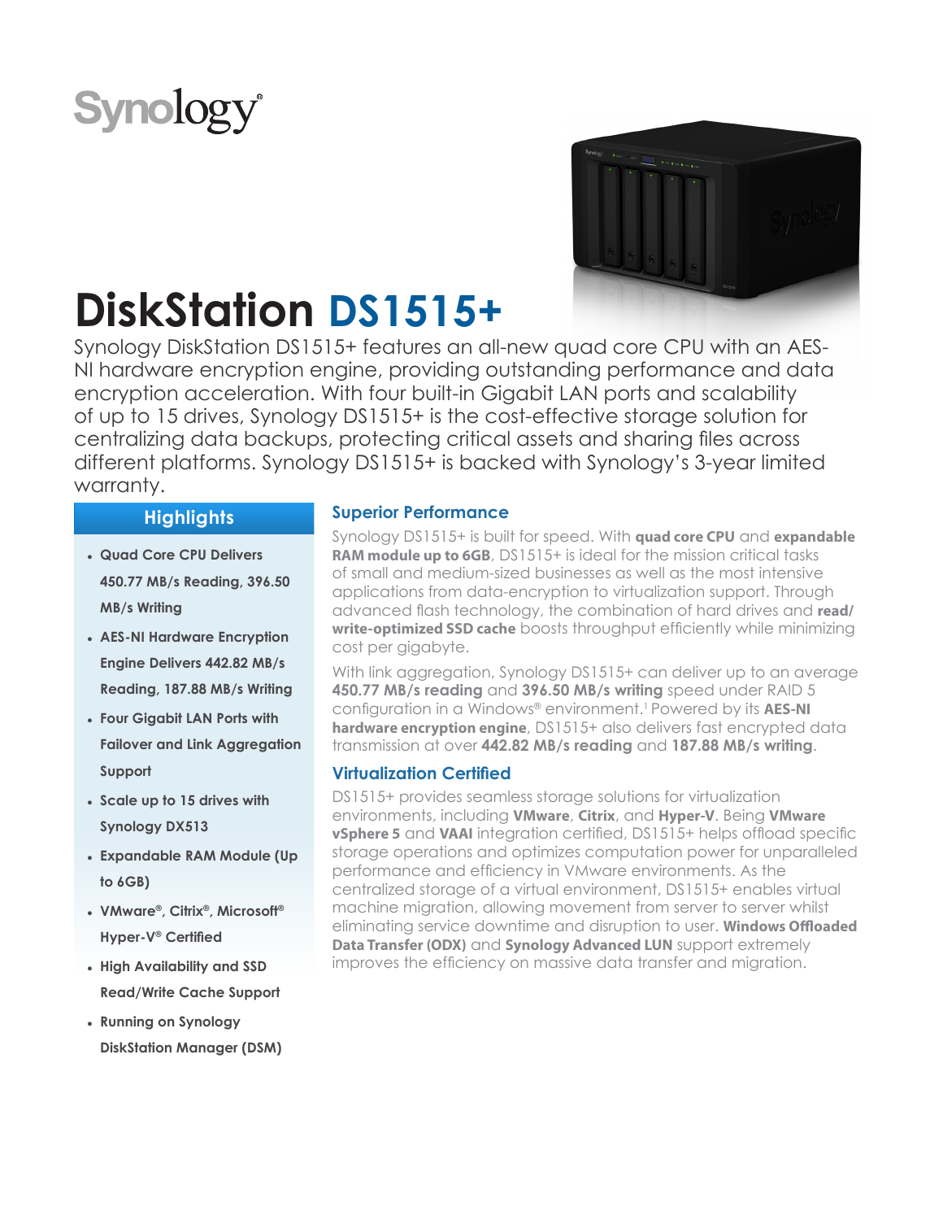Synology®

# DiskStation DS1515+

Synology DiskStation DS1515+ features an all-new quad core CPU with an AES-NI hardware encryption engine, providing outstanding performance and data encryption acceleration. With four built-in Gigabit LAN ports and scalability of up to 15 drives, Synology DS1515+ is the cost-effective storage solution for centralizing data backups, protecting critical assets and sharing files across different platforms. Synology DS1515+ is backed with Synology's 3-year limited warranty.

## Highlights

- **Quad Core CPU Delivers 450.77 MB/s Reading, 396.50 MB/s Writing**
- **AES-NI Hardware Encryption Engine Delivers 442.82 MB/s Reading, 187.88 MB/s Writing**
- **Four Gigabit LAN Ports with Failover and Link Aggregation Support**
- **Scale up to 15 drives with Synology DX513**
- **Expandable RAM Module (Up to 6GB)**
- **VMware®, Citrix®, Microsoft® Hyper-V® Certified**
- **High Availability and SSD Read/Write Cache Support**
- **Running on Synology DiskStation Manager (DSM)**

## Superior Performance

Synology DS1515+ is built for speed. With **quad core CPU** and **expandable RAM module up to 6GB**, DS1515+ is ideal for the mission critical tasks of small and medium-sized businesses as well as the most intensive applications from data-encryption to virtualization support. Through advanced flash technology, the combination of hard drives and **read/write-optimized SSD cache** boosts throughput efficiently while minimizing cost per gigabyte.

With link aggregation, Synology DS1515+ can deliver up to an average **450.77 MB/s reading** and **396.50 MB/s writing** speed under RAID 5 configuration in a Windows® environment.[1] Powered by its **AES-NI hardware encryption engine**, DS1515+ also delivers fast encrypted data transmission at over **442.82 MB/s reading** and **187.88 MB/s writing**.

## Virtualization Certified

DS1515+ provides seamless storage solutions for virtualization environments, including **VMware**, **Citrix**, and **Hyper-V**. Being **VMware vSphere 5** and **VAAI** integration certified, DS1515+ helps offload specific storage operations and optimizes computation power for unparalleled performance and efficiency in VMware environments. As the centralized storage of a virtual environment, DS1515+ enables virtual machine migration, allowing movement from server to server whilst eliminating service downtime and disruption to user. **Windows Offloaded Data Transfer (ODX)** and **Synology Advanced LUN** support extremely improves the efficiency on massive data transfer and migration.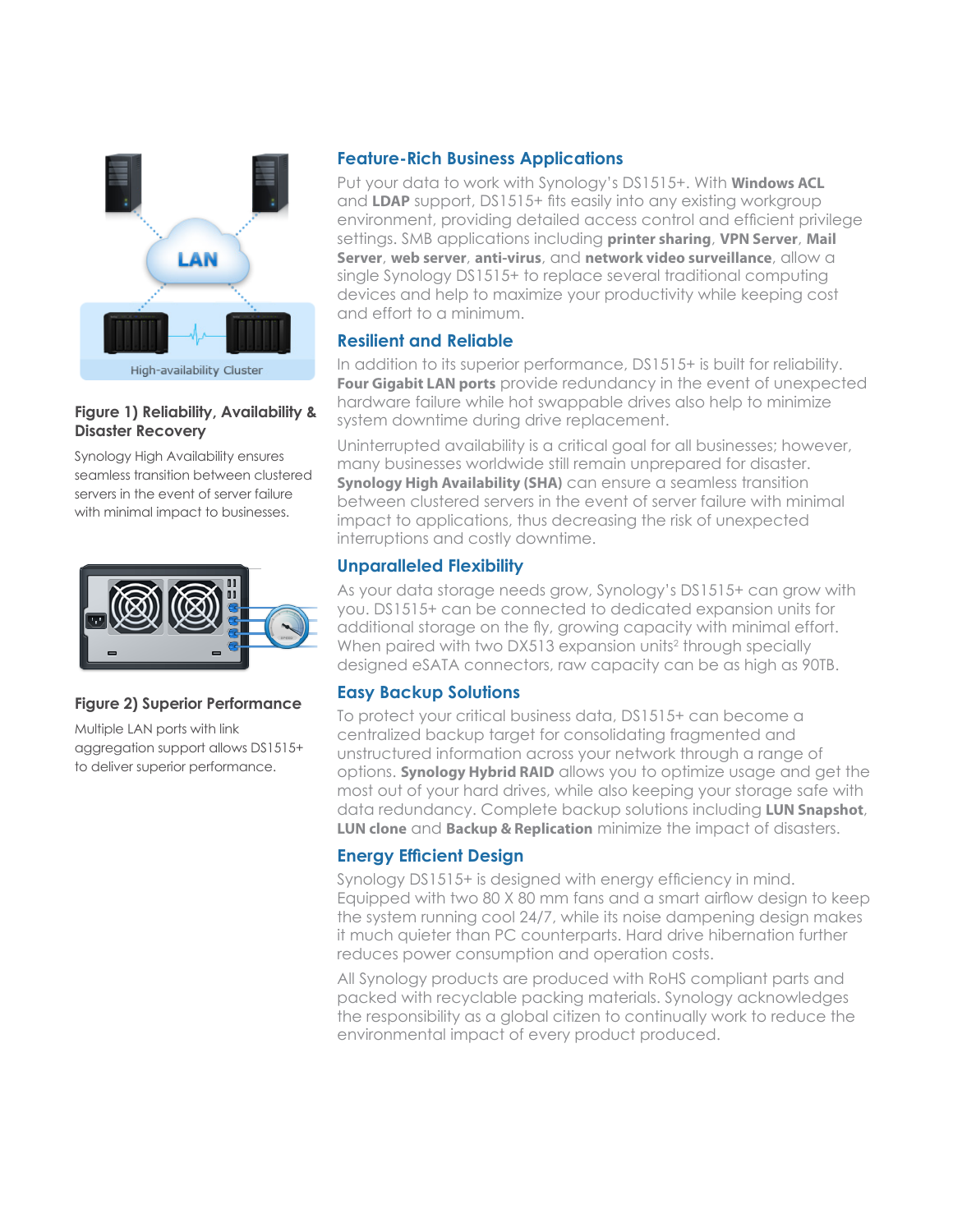**Figure 1) Reliability, Availability & Disaster Recovery**

Synology High Availability ensures seamless transition between clustered servers in the event of server failure with minimal impact to businesses.

**Figure 2) Superior Performance**

Multiple LAN ports with link aggregation support allows DS1515+ to deliver superior performance.

## Feature-Rich Business Applications

Put your data to work with Synology's DS1515+. With **Windows ACL** and **LDAP** support, DS1515+ fits easily into any existing workgroup environment, providing detailed access control and efficient privilege settings. SMB applications including **printer sharing**, **VPN Server**, **Mail Server**, **web server**, **anti-virus**, and **network video surveillance**, allow a single Synology DS1515+ to replace several traditional computing devices and help to maximize your productivity while keeping cost and effort to a minimum.

## Resilient and Reliable

In addition to its superior performance, DS1515+ is built for reliability. **Four Gigabit LAN ports** provide redundancy in the event of unexpected hardware failure while hot swappable drives also help to minimize system downtime during drive replacement.

Uninterrupted availability is a critical goal for all businesses; however, many businesses worldwide still remain unprepared for disaster. **Synology High Availability (SHA)** can ensure a seamless transition between clustered servers in the event of server failure with minimal impact to applications, thus decreasing the risk of unexpected interruptions and costly downtime.

## Unparalleled Flexibility

As your data storage needs grow, Synology's DS1515+ can grow with you. DS1515+ can be connected to dedicated expansion units for additional storage on the fly, growing capacity with minimal effort. When paired with two DX513 expansion units[2] through specially designed eSATA connectors, raw capacity can be as high as 90TB.

## Easy Backup Solutions

To protect your critical business data, DS1515+ can become a centralized backup target for consolidating fragmented and unstructured information across your network through a range of options. **Synology Hybrid RAID** allows you to optimize usage and get the most out of your hard drives, while also keeping your storage safe with data redundancy. Complete backup solutions including **LUN Snapshot**, **LUN clone** and **Backup & Replication** minimize the impact of disasters.

## Energy Efficient Design

Synology DS1515+ is designed with energy efficiency in mind. Equipped with two 80 X 80 mm fans and a smart airflow design to keep the system running cool 24/7, while its noise dampening design makes it much quieter than PC counterparts. Hard drive hibernation further reduces power consumption and operation costs.

All Synology products are produced with RoHS compliant parts and packed with recyclable packing materials. Synology acknowledges the responsibility as a global citizen to continually work to reduce the environmental impact of every product produced.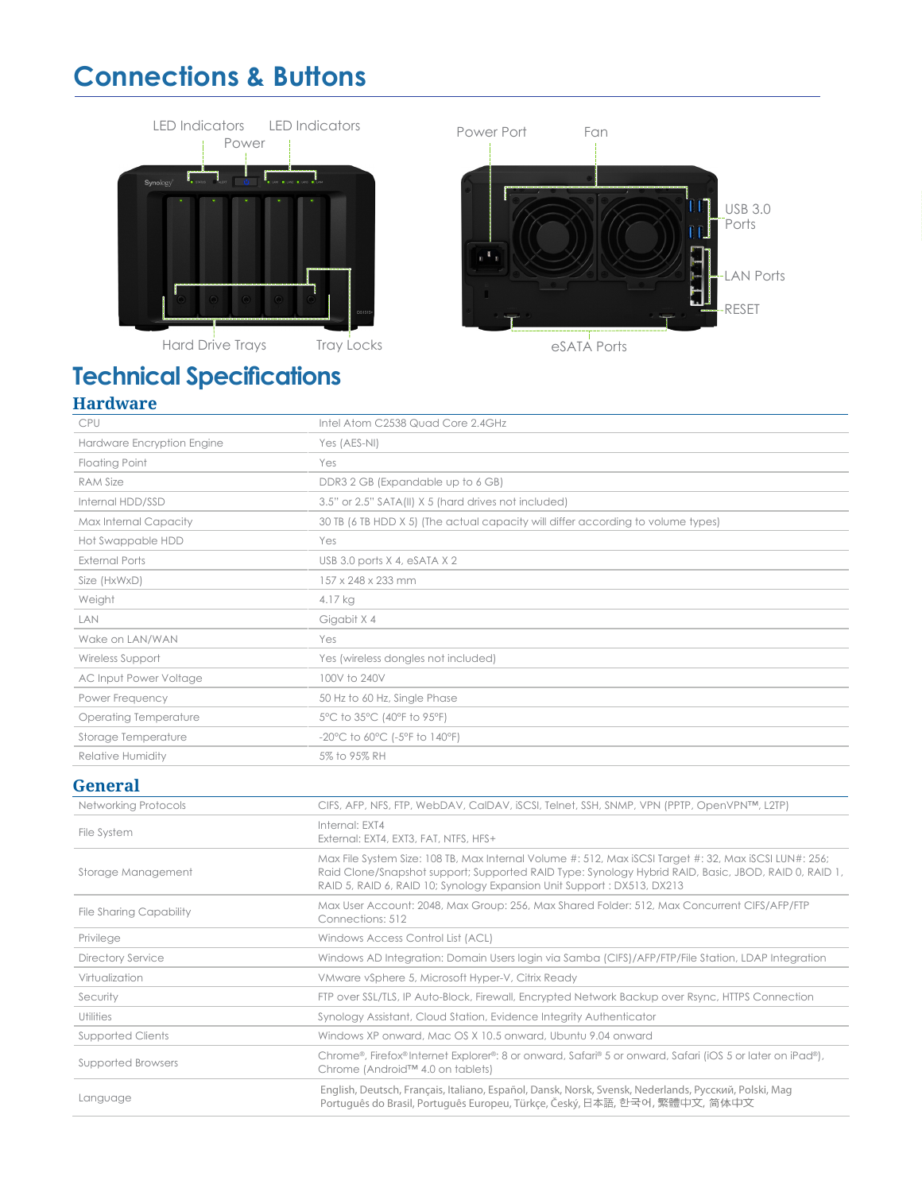# Connections & Buttons

LED Indicators · Power · LED Indicators · Hard Drive Trays · Tray Locks

Power Port · Fan · USB 3.0 Ports · LAN Ports · RESET · eSATA Ports

# Technical Specifications

## Hardware

| | |
|---|---|
| CPU | Intel Atom C2538 Quad Core 2.4GHz |
| Hardware Encryption Engine | Yes (AES-NI) |
| Floating Point | Yes |
| RAM Size | DDR3 2 GB (Expandable up to 6 GB) |
| Internal HDD/SSD | 3.5" or 2.5" SATA(II) X 5 (hard drives not included) |
| Max Internal Capacity | 30 TB (6 TB HDD X 5) (The actual capacity will differ according to volume types) |
| Hot Swappable HDD | Yes |
| External Ports | USB 3.0 ports X 4, eSATA X 2 |
| Size (HxWxD) | 157 x 248 x 233 mm |
| Weight | 4.17 kg |
| LAN | Gigabit X 4 |
| Wake on LAN/WAN | Yes |
| Wireless Support | Yes (wireless dongles not included) |
| AC Input Power Voltage | 100V to 240V |
| Power Frequency | 50 Hz to 60 Hz, Single Phase |
| Operating Temperature | 5°C to 35°C (40°F to 95°F) |
| Storage Temperature | -20°C to 60°C (-5°F to 140°F) |
| Relative Humidity | 5% to 95% RH |

## General

| | |
|---|---|
| Networking Protocols | CIFS, AFP, NFS, FTP, WebDAV, CalDAV, iSCSI, Telnet, SSH, SNMP, VPN (PPTP, OpenVPN™, L2TP) |
| File System | Internal: EXT4<br>External: EXT4, EXT3, FAT, NTFS, HFS+ |
| Storage Management | Max File System Size: 108 TB, Max Internal Volume #: 512, Max iSCSI Target #: 32, Max iSCSI LUN#: 256; Raid Clone/Snapshot support; Supported RAID Type: Synology Hybrid RAID, Basic, JBOD, RAID 0, RAID 1, RAID 5, RAID 6, RAID 10; Synology Expansion Unit Support : DX513, DX213 |
| File Sharing Capability | Max User Account: 2048, Max Group: 256, Max Shared Folder: 512, Max Concurrent CIFS/AFP/FTP Connections: 512 |
| Privilege | Windows Access Control List (ACL) |
| Directory Service | Windows AD Integration: Domain Users login via Samba (CIFS)/AFP/FTP/File Station, LDAP Integration |
| Virtualization | VMware vSphere 5, Microsoft Hyper-V, Citrix Ready |
| Security | FTP over SSL/TLS, IP Auto-Block, Firewall, Encrypted Network Backup over Rsync, HTTPS Connection |
| Utilities | Synology Assistant, Cloud Station, Evidence Integrity Authenticator |
| Supported Clients | Windows XP onward, Mac OS X 10.5 onward, Ubuntu 9.04 onward |
| Supported Browsers | Chrome®, Firefox® Internet Explorer®: 8 or onward, Safari® 5 or onward, Safari (iOS 5 or later on iPad®), Chrome (Android™ 4.0 on tablets) |
| Language | English, Deutsch, Français, Italiano, Español, Dansk, Norsk, Svensk, Nederlands, Русский, Polski, Mag Português do Brasil, Português Europeu, Türkçe, Český, 日本語, 한국어, 繁體中文, 简体中文 |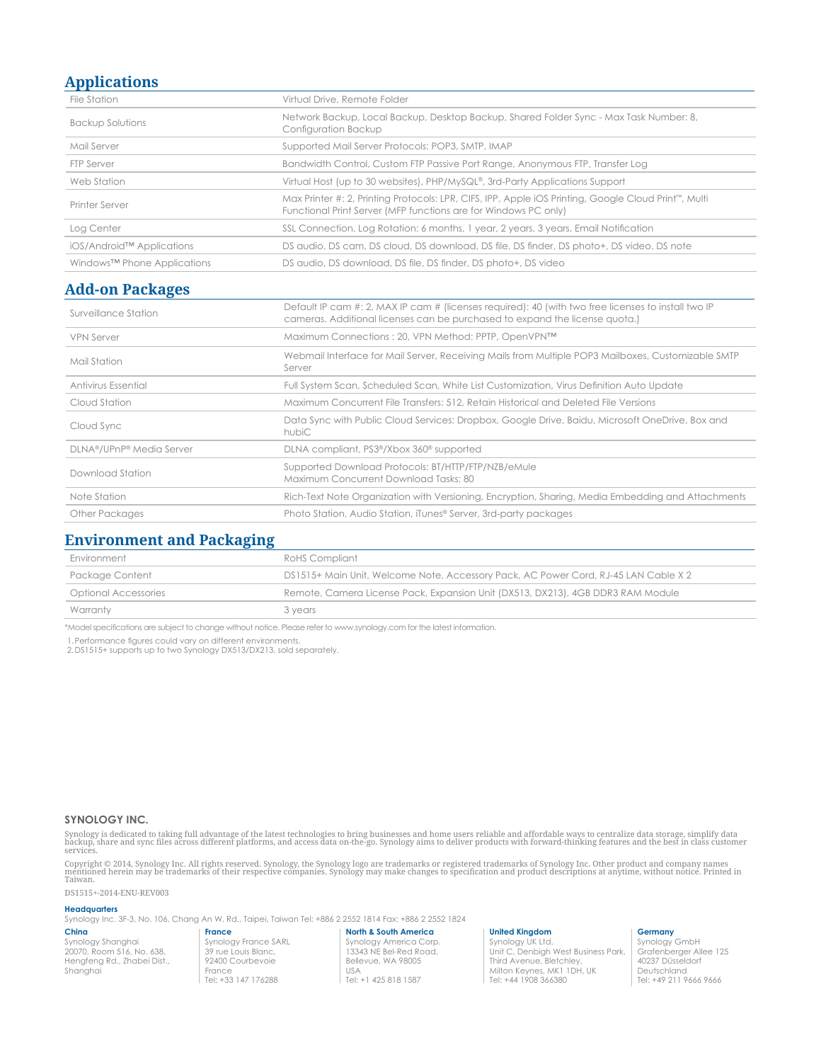## Applications

| | |
|---|---|
| File Station | Virtual Drive, Remote Folder |
| Backup Solutions | Network Backup, Local Backup, Desktop Backup, Shared Folder Sync - Max Task Number: 8, Configuration Backup |
| Mail Server | Supported Mail Server Protocols: POP3, SMTP, IMAP |
| FTP Server | Bandwidth Control, Custom FTP Passive Port Range, Anonymous FTP, Transfer Log |
| Web Station | Virtual Host (up to 30 websites), PHP/MySQL®, 3rd-Party Applications Support |
| Printer Server | Max Printer #: 2, Printing Protocols: LPR, CIFS, IPP, Apple iOS Printing, Google Cloud Print™, Multi Functional Print Server (MFP functions are for Windows PC only) |
| Log Center | SSL Connection, Log Rotation: 6 months, 1 year, 2 years, 3 years, Email Notification |
| iOS/Android™ Applications | DS audio, DS cam, DS cloud, DS download, DS file, DS finder, DS photo+, DS video, DS note |
| Windows™ Phone Applications | DS audio, DS download, DS file, DS finder, DS photo+, DS video |

## Add-on Packages

| | |
|---|---|
| Surveillance Station | Default IP cam #: 2, MAX IP cam # (licenses required): 40 (with two free licenses to install two IP cameras. Additional licenses can be purchased to expand the license quota.) |
| VPN Server | Maximum Connections : 20, VPN Method: PPTP, OpenVPN™ |
| Mail Station | Webmail Interface for Mail Server, Receiving Mails from Multiple POP3 Mailboxes, Customizable SMTP Server |
| Antivirus Essential | Full System Scan, Scheduled Scan, White List Customization, Virus Definition Auto Update |
| Cloud Station | Maximum Concurrent File Transfers: 512, Retain Historical and Deleted File Versions |
| Cloud Sync | Data Sync with Public Cloud Services: Dropbox, Google Drive, Baidu, Microsoft OneDrive, Box and hubiC |
| DLNA®/UPnP® Media Server | DLNA compliant, PS3®/Xbox 360® supported |
| Download Station | Supported Download Protocols: BT/HTTP/FTP/NZB/eMule<br>Maximum Concurrent Download Tasks: 80 |
| Note Station | Rich-Text Note Organization with Versioning, Encryption, Sharing, Media Embedding and Attachments |
| Other Packages | Photo Station, Audio Station, iTunes® Server, 3rd-party packages |

## Environment and Packaging

| | |
|---|---|
| Environment | RoHS Compliant |
| Package Content | DS1515+ Main Unit, Welcome Note, Accessory Pack, AC Power Cord, RJ-45 LAN Cable X 2 |
| Optional Accessories | Remote, Camera License Pack, Expansion Unit (DX513, DX213), 4GB DDR3 RAM Module |
| Warranty | 3 years |

*Model specifications are subject to change without notice. Please refer to www.synology.com for the latest information.

1. Performance figures could vary on different environments.
2. DS1515+ supports up to two Synology DX513/DX213, sold separately.

**SYNOLOGY INC.**

Synology is dedicated to taking full advantage of the latest technologies to bring businesses and home users reliable and affordable ways to centralize data storage, simplify data backup, share and sync files across different platforms, and access data on-the-go. Synology aims to deliver products with forward-thinking features and the best in class customer services.

Copyright © 2014, Synology Inc. All rights reserved. Synology, the Synology logo are trademarks or registered trademarks of Synology Inc. Other product and company names mentioned herein may be trademarks of their respective companies. Synology may make changes to specification and product descriptions at anytime, without notice. Printed in Taiwan.

DS1515+-2014-ENU-REV003

**Headquarters**
Synology Inc. 3F-3, No. 106, Chang An W. Rd., Taipei, Taiwan Tel: +886 2 2552 1814 Fax: +886 2 2552 1824

**China**
Synology Shanghai
20070, Room 516, No. 638,
Hengfeng Rd., Zhabei Dist.,
Shanghai

**France**
Synology France SARL
39 rue Louis Blanc,
92400 Courbevoie
France
Tel: +33 147 176288

**North & South America**
Synology America Corp.
13343 NE Bel-Red Road,
Bellevue, WA 98005
USA
Tel: +1 425 818 1587

**United Kingdom**
Synology UK Ltd.
Unit C, Denbigh West Business Park,
Third Avenue, Bletchley,
Milton Keynes, MK1 1DH, UK
Tel: +44 1908 366380

**Germany**
Synology GmbH
Grafenberger Allee 125
40237 Düsseldorf
Deutschland
Tel: +49 211 9666 9666